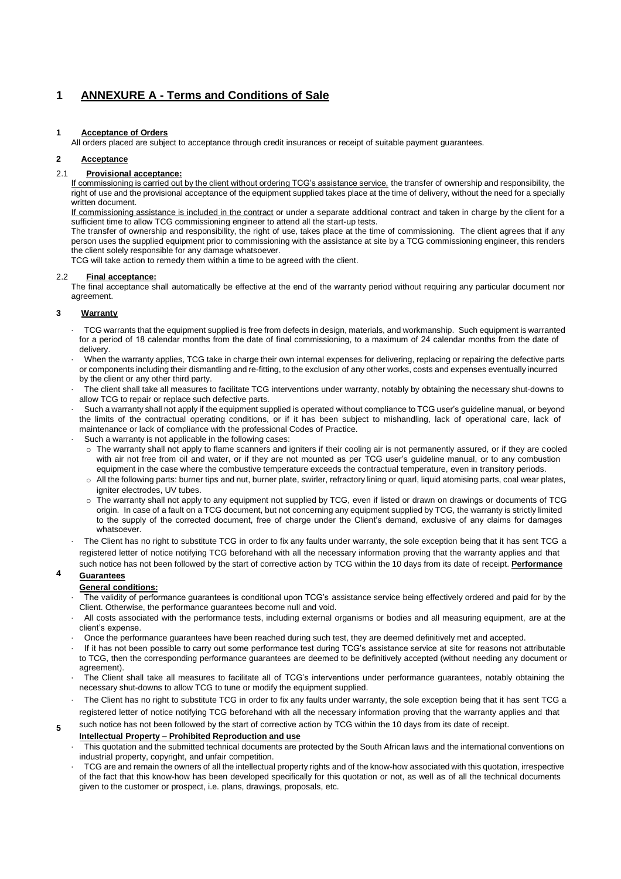# 1 ANNEXURE A - Terms and Conditions of Sale

## 1 Acceptance of Orders

All orders placed are subject to acceptance through credit insurances or receipt of suitable payment guarantees.

## 2 Acceptance

### 2.1 Provisional acceptance:

If commissioning is carried out by the client without ordering TCG's assistance service, the transfer of ownership and responsibility, the right of use and the provisional acceptance of the equipment supplied takes place at the time of delivery, without the need for a specially written document.

If commissioning assistance is included in the contract or under a separate additional contract and taken in charge by the client for a sufficient time to allow TCG commissioning engineer to attend all the start-up tests.

The transfer of ownership and responsibility, the right of use, takes place at the time of commissioning. The client agrees that if any person uses the supplied equipment prior to commissioning with the assistance at site by a TCG commissioning engineer, this renders the client solely responsible for any damage whatsoever.

TCG will take action to remedy them within a time to be agreed with the client.

### 2.2 Final acceptance:

The final acceptance shall automatically be effective at the end of the warranty period without requiring any particular document nor agreement.

## 3 Warranty

- TCG warrants that the equipment supplied is free from defects in design, materials, and workmanship. Such equipment is warranted for a period of 18 calendar months from the date of final commissioning, to a maximum of 24 calendar months from the date of delivery.
- When the warranty applies, TCG take in charge their own internal expenses for delivering, replacing or repairing the defective parts or components including their dismantling and re-fitting, to the exclusion of any other works, costs and expenses eventually incurred by the client or any other third party.
- The client shall take all measures to facilitate TCG interventions under warranty, notably by obtaining the necessary shut-downs to allow TCG to repair or replace such defective parts.
- Such a warranty shall not apply if the equipment supplied is operated without compliance to TCG user's guideline manual, or beyond the limits of the contractual operating conditions, or if it has been subject to mishandling, lack of operational care, lack of maintenance or lack of compliance with the professional Codes of Practice.
- Such a warranty is not applicable in the following cases:
  - The warranty shall not apply to flame scanners and igniters if their cooling air is not permanently assured, or if they are cooled with air not free from oil and water, or if they are not mounted as per TCG user's guideline manual, or to any combustion equipment in the case where the combustive temperature exceeds the contractual temperature, even in transitory periods.
  - All the following parts: burner tips and nut, burner plate, swirler, refractory lining or quarl, liquid atomising parts, coal wear plates, igniter electrodes, UV tubes.
  - The warranty shall not apply to any equipment not supplied by TCG, even if listed or drawn on drawings or documents of TCG origin. In case of a fault on a TCG document, but not concerning any equipment supplied by TCG, the warranty is strictly limited to the supply of the corrected document, free of charge under the Client's demand, exclusive of any claims for damages whatsoever.
- The Client has no right to substitute TCG in order to fix any faults under warranty, the sole exception being that it has sent TCG a registered letter of notice notifying TCG beforehand with all the necessary information proving that the warranty applies and that such notice has not been followed by the start of corrective action by TCG within the 10 days from its date of receipt.

## 4 Performance Guarantees

**General conditions:**

- The validity of performance guarantees is conditional upon TCG's assistance service being effectively ordered and paid for by the Client. Otherwise, the performance guarantees become null and void.
- All costs associated with the performance tests, including external organisms or bodies and all measuring equipment, are at the client's expense.
- Once the performance guarantees have been reached during such test, they are deemed definitively met and accepted.
- If it has not been possible to carry out some performance test during TCG's assistance service at site for reasons not attributable to TCG, then the corresponding performance guarantees are deemed to be definitively accepted (without needing any document or agreement).
- The Client shall take all measures to facilitate all of TCG's interventions under performance guarantees, notably obtaining the necessary shut-downs to allow TCG to tune or modify the equipment supplied.
- The Client has no right to substitute TCG in order to fix any faults under warranty, the sole exception being that it has sent TCG a registered letter of notice notifying TCG beforehand with all the necessary information proving that the warranty applies and that such notice has not been followed by the start of corrective action by TCG within the 10 days from its date of receipt.

## 5 Intellectual Property – Prohibited Reproduction and use

- This quotation and the submitted technical documents are protected by the South African laws and the international conventions on industrial property, copyright, and unfair competition.
- TCG are and remain the owners of all the intellectual property rights and of the know-how associated with this quotation, irrespective of the fact that this know-how has been developed specifically for this quotation or not, as well as of all the technical documents given to the customer or prospect, i.e. plans, drawings, proposals, etc.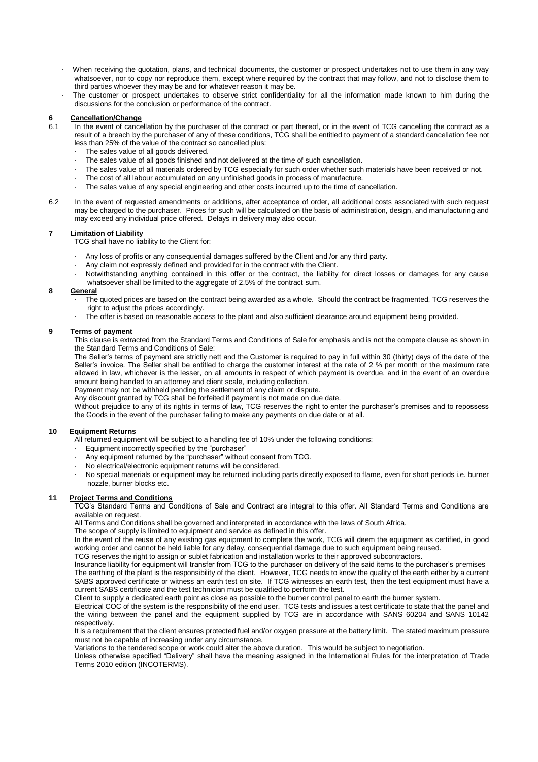- When receiving the quotation, plans, and technical documents, the customer or prospect undertakes not to use them in any way whatsoever, nor to copy nor reproduce them, except where required by the contract that may follow, and not to disclose them to third parties whoever they may be and for whatever reason it may be.
- The customer or prospect undertakes to observe strict confidentiality for all the information made known to him during the discussions for the conclusion or performance of the contract.

## 6 Cancellation/Change

6.1 In the event of cancellation by the purchaser of the contract or part thereof, or in the event of TCG cancelling the contract as a result of a breach by the purchaser of any of these conditions, TCG shall be entitled to payment of a standard cancellation fee not less than 25% of the value of the contract so cancelled plus:

- The sales value of all goods delivered.
- The sales value of all goods finished and not delivered at the time of such cancellation.
- The sales value of all materials ordered by TCG especially for such order whether such materials have been received or not.
- The cost of all labour accumulated on any unfinished goods in process of manufacture.
- The sales value of any special engineering and other costs incurred up to the time of cancellation.

6.2 In the event of requested amendments or additions, after acceptance of order, all additional costs associated with such request may be charged to the purchaser. Prices for such will be calculated on the basis of administration, design, and manufacturing and may exceed any individual price offered. Delays in delivery may also occur.

## 7 Limitation of Liability

TCG shall have no liability to the Client for:

- Any loss of profits or any consequential damages suffered by the Client and /or any third party.
- Any claim not expressly defined and provided for in the contract with the Client.
- Notwithstanding anything contained in this offer or the contract, the liability for direct losses or damages for any cause whatsoever shall be limited to the aggregate of 2.5% of the contract sum.

## 8 General

- The quoted prices are based on the contract being awarded as a whole. Should the contract be fragmented, TCG reserves the right to adjust the prices accordingly.
- The offer is based on reasonable access to the plant and also sufficient clearance around equipment being provided.

## 9 Terms of payment

This clause is extracted from the Standard Terms and Conditions of Sale for emphasis and is not the compete clause as shown in the Standard Terms and Conditions of Sale:

The Seller's terms of payment are strictly nett and the Customer is required to pay in full within 30 (thirty) days of the date of the Seller's invoice. The Seller shall be entitled to charge the customer interest at the rate of 2 % per month or the maximum rate allowed in law, whichever is the lesser, on all amounts in respect of which payment is overdue, and in the event of an overdue amount being handed to an attorney and client scale, including collection.

Payment may not be withheld pending the settlement of any claim or dispute.

Any discount granted by TCG shall be forfeited if payment is not made on due date.

Without prejudice to any of its rights in terms of law, TCG reserves the right to enter the purchaser's premises and to repossess the Goods in the event of the purchaser failing to make any payments on due date or at all.

## 10 Equipment Returns

All returned equipment will be subject to a handling fee of 10% under the following conditions:

- Equipment incorrectly specified by the "purchaser"
- Any equipment returned by the "purchaser" without consent from TCG.
- No electrical/electronic equipment returns will be considered.
- No special materials or equipment may be returned including parts directly exposed to flame, even for short periods i.e. burner nozzle, burner blocks etc.

## 11 Project Terms and Conditions

TCG's Standard Terms and Conditions of Sale and Contract are integral to this offer. All Standard Terms and Conditions are available on request.

All Terms and Conditions shall be governed and interpreted in accordance with the laws of South Africa.

The scope of supply is limited to equipment and service as defined in this offer.

In the event of the reuse of any existing gas equipment to complete the work, TCG will deem the equipment as certified, in good working order and cannot be held liable for any delay, consequential damage due to such equipment being reused.

TCG reserves the right to assign or sublet fabrication and installation works to their approved subcontractors.

Insurance liability for equipment will transfer from TCG to the purchaser on delivery of the said items to the purchaser's premises

The earthing of the plant is the responsibility of the client. However, TCG needs to know the quality of the earth either by a current SABS approved certificate or witness an earth test on site. If TCG witnesses an earth test, then the test equipment must have a current SABS certificate and the test technician must be qualified to perform the test.

Client to supply a dedicated earth point as close as possible to the burner control panel to earth the burner system.

Electrical COC of the system is the responsibility of the end user. TCG tests and issues a test certificate to state that the panel and the wiring between the panel and the equipment supplied by TCG are in accordance with SANS 60204 and SANS 10142 respectively.

It is a requirement that the client ensures protected fuel and/or oxygen pressure at the battery limit. The stated maximum pressure must not be capable of increasing under any circumstance.

Variations to the tendered scope or work could alter the above duration. This would be subject to negotiation.

Unless otherwise specified "Delivery" shall have the meaning assigned in the International Rules for the interpretation of Trade Terms 2010 edition (INCOTERMS).